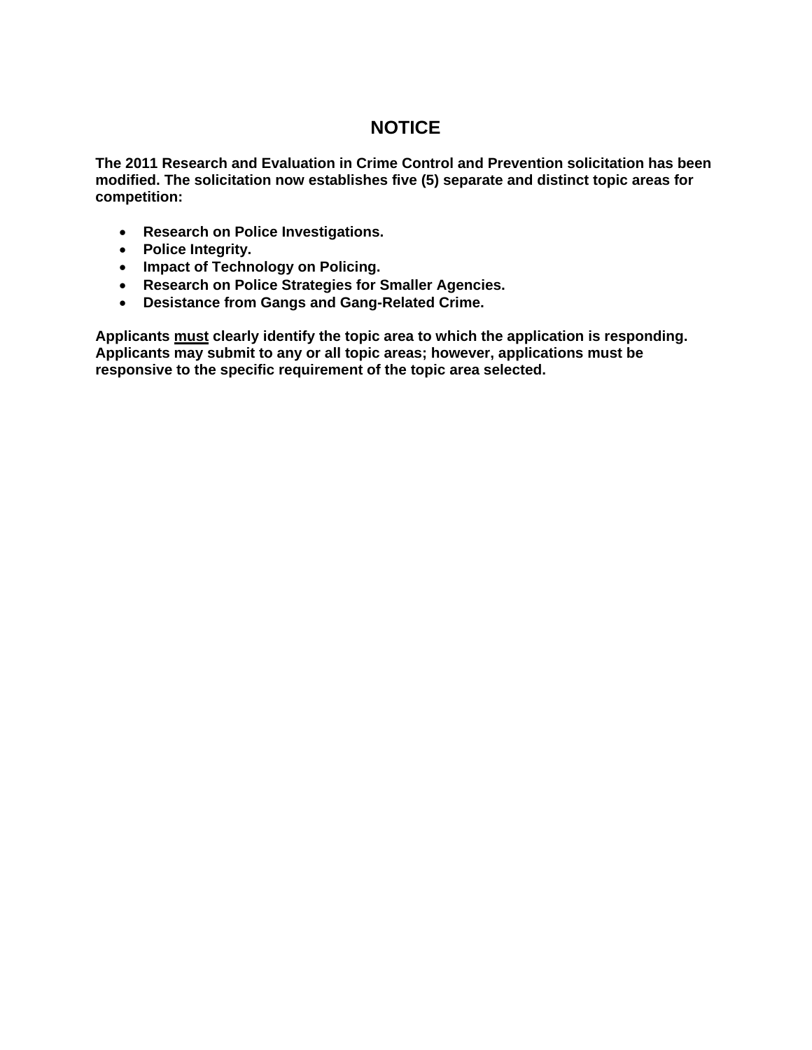# NOTICE

**The 2011 Research and Evaluation in Crime Control and Prevention solicitation has been modified. The solicitation now establishes five (5) separate and distinct topic areas for competition:**

- **Research on Police Investigations.**
- **Police Integrity.**
- **Impact of Technology on Policing.**
- **Research on Police Strategies for Smaller Agencies.**
- **Desistance from Gangs and Gang-Related Crime.**

**Applicants <u>must</u> clearly identify the topic area to which the application is responding. Applicants may submit to any or all topic areas; however, applications must be responsive to the specific requirement of the topic area selected.**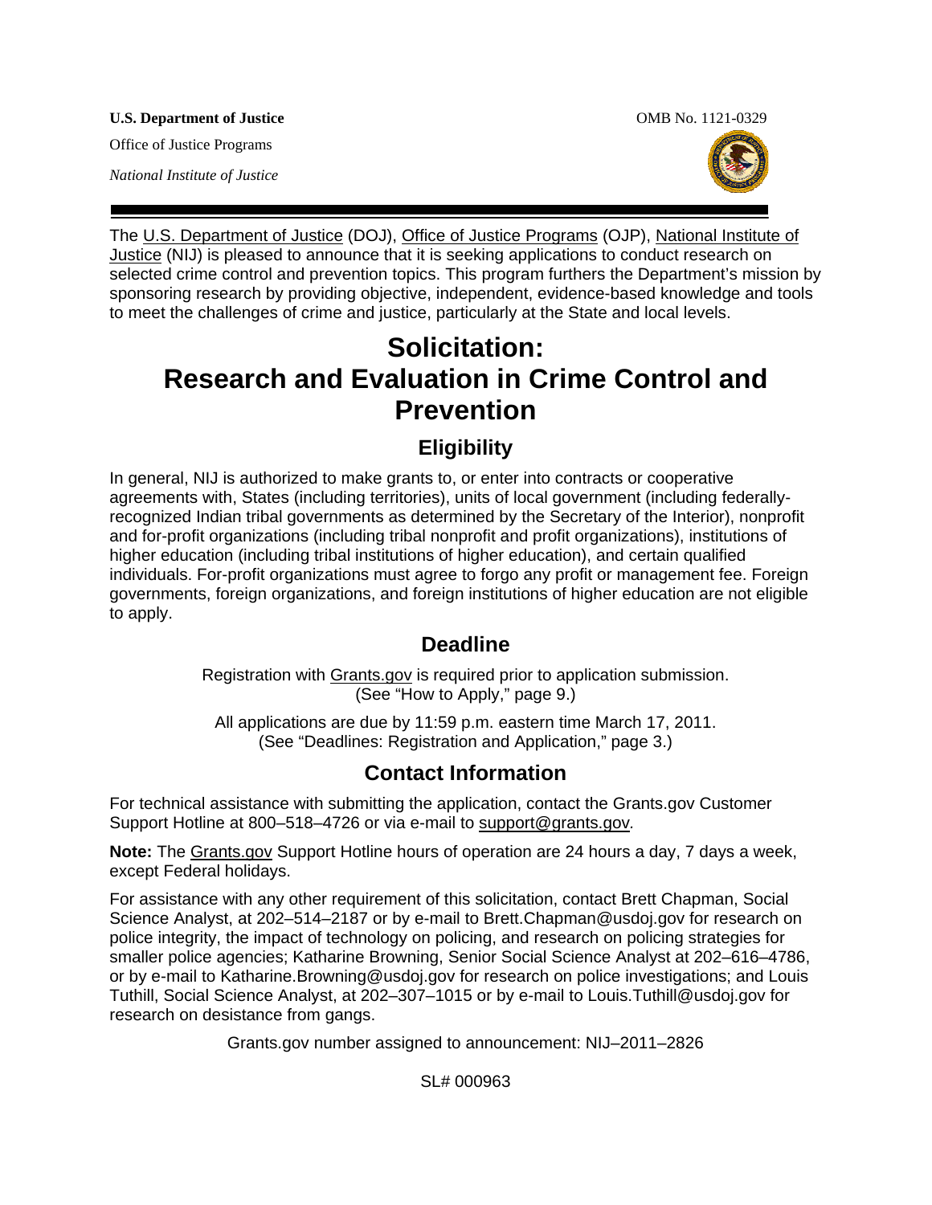**U.S. Department of Justice**

Office of Justice Programs

*National Institute of Justice*

OMB No. 1121-0329

The U.S. Department of Justice (DOJ), Office of Justice Programs (OJP), National Institute of Justice (NIJ) is pleased to announce that it is seeking applications to conduct research on selected crime control and prevention topics. This program furthers the Department's mission by sponsoring research by providing objective, independent, evidence-based knowledge and tools to meet the challenges of crime and justice, particularly at the State and local levels.

# Solicitation: Research and Evaluation in Crime Control and Prevention

## Eligibility

In general, NIJ is authorized to make grants to, or enter into contracts or cooperative agreements with, States (including territories), units of local government (including federally-recognized Indian tribal governments as determined by the Secretary of the Interior), nonprofit and for-profit organizations (including tribal nonprofit and profit organizations), institutions of higher education (including tribal institutions of higher education), and certain qualified individuals. For-profit organizations must agree to forgo any profit or management fee. Foreign governments, foreign organizations, and foreign institutions of higher education are not eligible to apply.

## Deadline

Registration with Grants.gov is required prior to application submission. (See "How to Apply," page 9.)

All applications are due by 11:59 p.m. eastern time March 17, 2011. (See "Deadlines: Registration and Application," page 3.)

## Contact Information

For technical assistance with submitting the application, contact the Grants.gov Customer Support Hotline at 800–518–4726 or via e-mail to support@grants.gov.

**Note:** The Grants.gov Support Hotline hours of operation are 24 hours a day, 7 days a week, except Federal holidays.

For assistance with any other requirement of this solicitation, contact Brett Chapman, Social Science Analyst, at 202–514–2187 or by e-mail to Brett.Chapman@usdoj.gov for research on police integrity, the impact of technology on policing, and research on policing strategies for smaller police agencies; Katharine Browning, Senior Social Science Analyst at 202–616–4786, or by e-mail to Katharine.Browning@usdoj.gov for research on police investigations; and Louis Tuthill, Social Science Analyst, at 202–307–1015 or by e-mail to Louis.Tuthill@usdoj.gov for research on desistance from gangs.

Grants.gov number assigned to announcement: NIJ–2011–2826

SL# 000963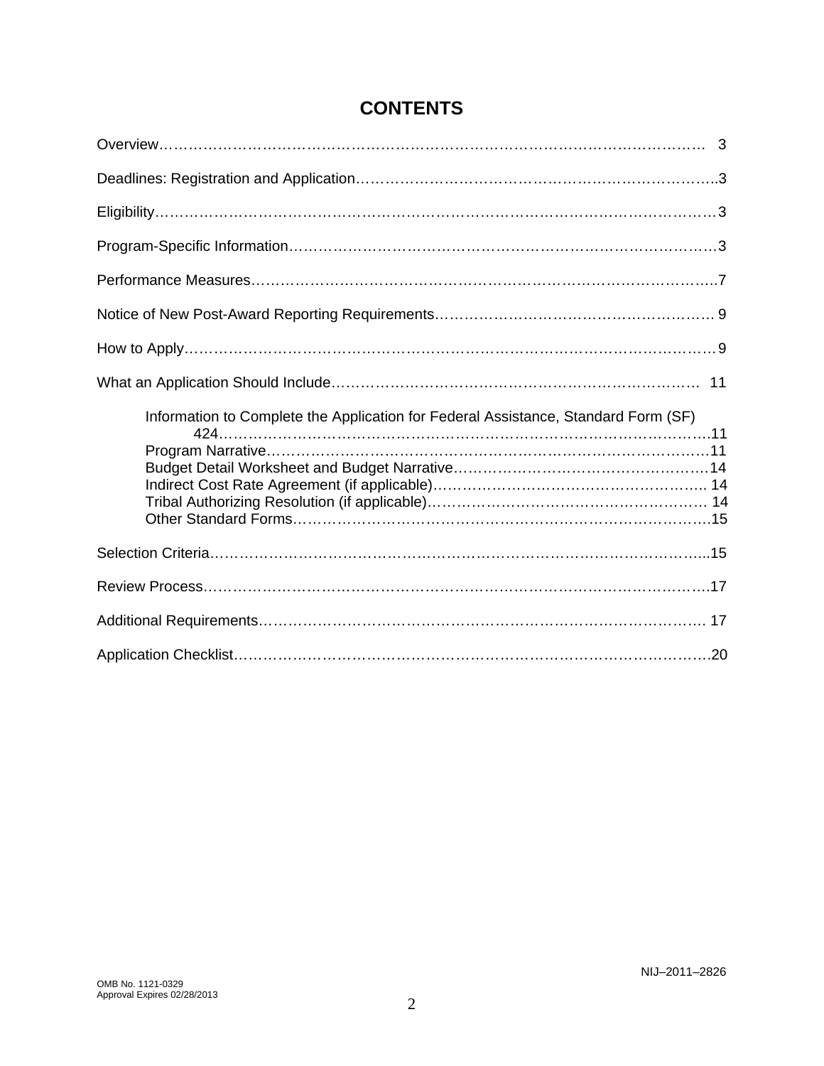# CONTENTS

Overview…………………………………………………………………………………………… 3

Deadlines: Registration and Application……………………………………………………………..3

Eligibility……………………………………………………………………………………………………3

Program-Specific Information……………………………………………………………………………3

Performance Measures……………………………………………………………………………………..7

Notice of New Post-Award Reporting Requirements………………………………………………… 9

How to Apply………………………………………………………………………………………………9

What an Application Should Include………………………………………………………………… 11

- Information to Complete the Application for Federal Assistance, Standard Form (SF) 424……………………………………………………………………………………..11
- Program Narrative………………………………………………………………………………11
- Budget Detail Worksheet and Budget Narrative……………………………………………14
- Indirect Cost Rate Agreement (if applicable)……………………………………………….. 14
- Tribal Authorizing Resolution (if applicable)……………………………………………… 14
- Other Standard Forms…………………………………………………………………………15

Selection Criteria…………………………………………………………………………………………...15

Review Process……………………………………………………………………………………………..17

Additional Requirements………………………………………………………………………………. 17

Application Checklist……………………………………………………………………………………….20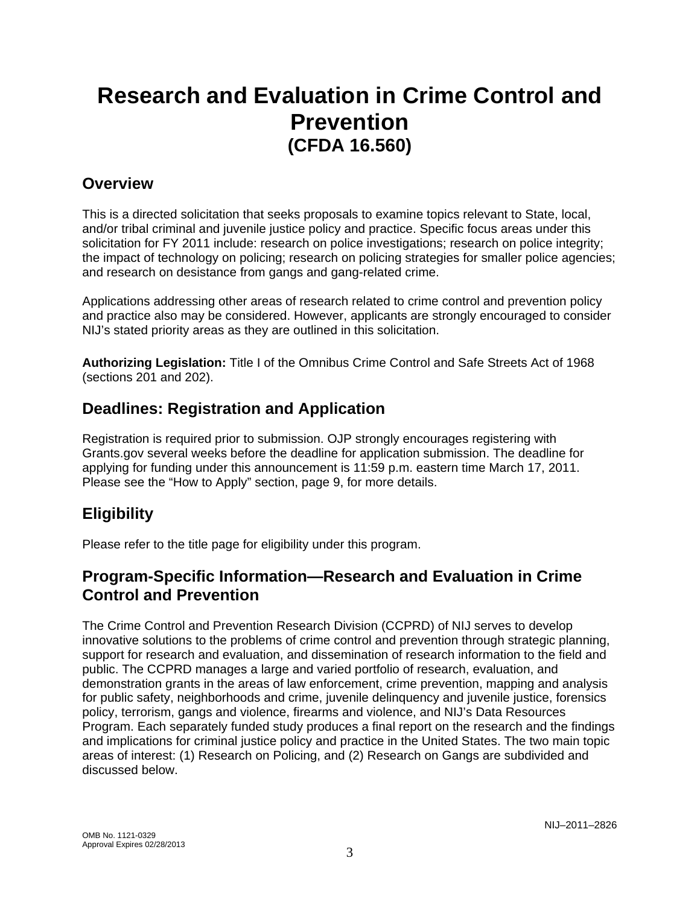# Research and Evaluation in Crime Control and Prevention
## (CFDA 16.560)

## Overview

This is a directed solicitation that seeks proposals to examine topics relevant to State, local, and/or tribal criminal and juvenile justice policy and practice. Specific focus areas under this solicitation for FY 2011 include: research on police investigations; research on police integrity; the impact of technology on policing; research on policing strategies for smaller police agencies; and research on desistance from gangs and gang-related crime.

Applications addressing other areas of research related to crime control and prevention policy and practice also may be considered. However, applicants are strongly encouraged to consider NIJ's stated priority areas as they are outlined in this solicitation.

**Authorizing Legislation:** Title I of the Omnibus Crime Control and Safe Streets Act of 1968 (sections 201 and 202).

## Deadlines: Registration and Application

Registration is required prior to submission. OJP strongly encourages registering with Grants.gov several weeks before the deadline for application submission. The deadline for applying for funding under this announcement is 11:59 p.m. eastern time March 17, 2011. Please see the "How to Apply" section, page 9, for more details.

## Eligibility

Please refer to the title page for eligibility under this program.

## Program-Specific Information—Research and Evaluation in Crime Control and Prevention

The Crime Control and Prevention Research Division (CCPRD) of NIJ serves to develop innovative solutions to the problems of crime control and prevention through strategic planning, support for research and evaluation, and dissemination of research information to the field and public. The CCPRD manages a large and varied portfolio of research, evaluation, and demonstration grants in the areas of law enforcement, crime prevention, mapping and analysis for public safety, neighborhoods and crime, juvenile delinquency and juvenile justice, forensics policy, terrorism, gangs and violence, firearms and violence, and NIJ's Data Resources Program. Each separately funded study produces a final report on the research and the findings and implications for criminal justice policy and practice in the United States. The two main topic areas of interest: (1) Research on Policing, and (2) Research on Gangs are subdivided and discussed below.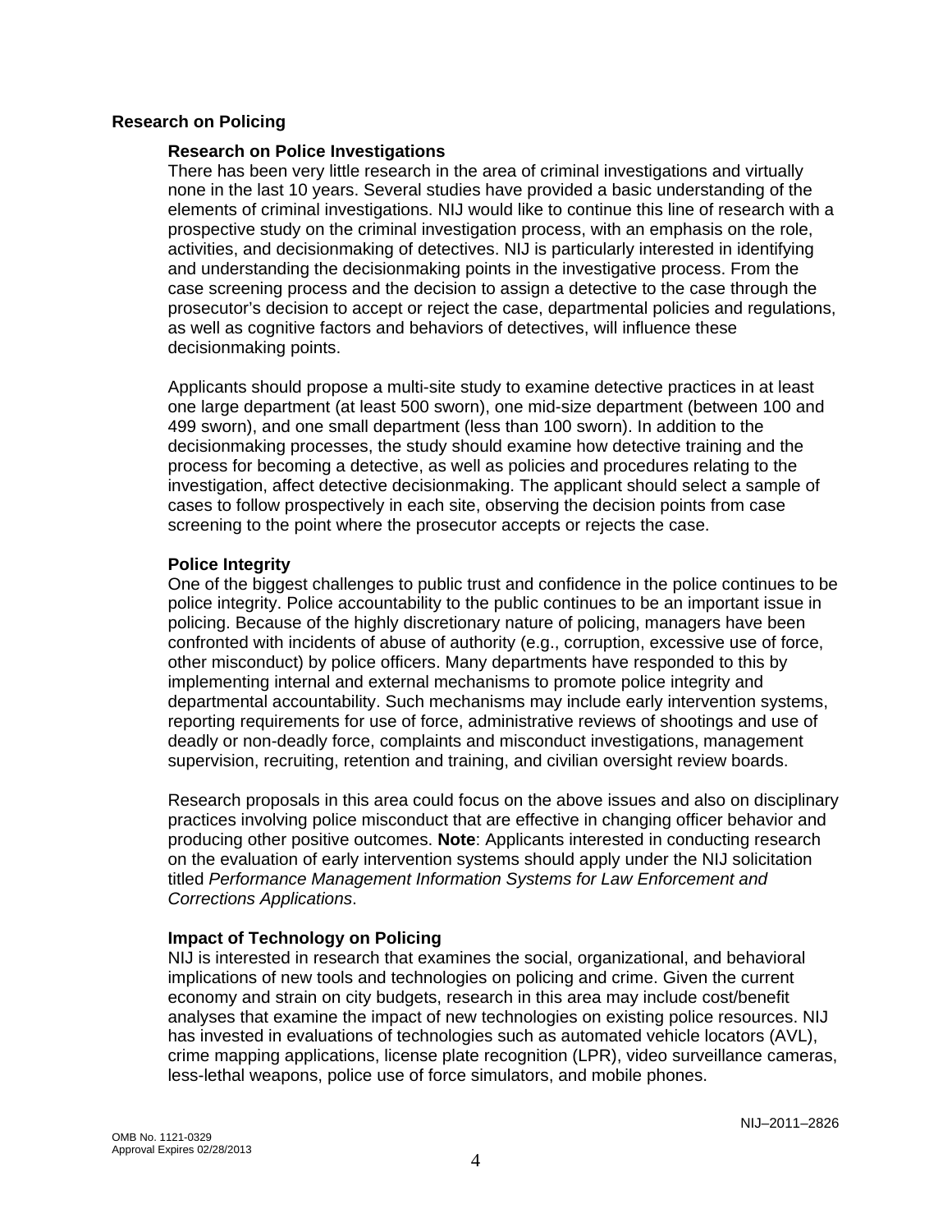## Research on Policing

### Research on Police Investigations

There has been very little research in the area of criminal investigations and virtually none in the last 10 years. Several studies have provided a basic understanding of the elements of criminal investigations. NIJ would like to continue this line of research with a prospective study on the criminal investigation process, with an emphasis on the role, activities, and decisionmaking of detectives. NIJ is particularly interested in identifying and understanding the decisionmaking points in the investigative process. From the case screening process and the decision to assign a detective to the case through the prosecutor's decision to accept or reject the case, departmental policies and regulations, as well as cognitive factors and behaviors of detectives, will influence these decisionmaking points.

Applicants should propose a multi-site study to examine detective practices in at least one large department (at least 500 sworn), one mid-size department (between 100 and 499 sworn), and one small department (less than 100 sworn). In addition to the decisionmaking processes, the study should examine how detective training and the process for becoming a detective, as well as policies and procedures relating to the investigation, affect detective decisionmaking. The applicant should select a sample of cases to follow prospectively in each site, observing the decision points from case screening to the point where the prosecutor accepts or rejects the case.

### Police Integrity

One of the biggest challenges to public trust and confidence in the police continues to be police integrity. Police accountability to the public continues to be an important issue in policing. Because of the highly discretionary nature of policing, managers have been confronted with incidents of abuse of authority (e.g., corruption, excessive use of force, other misconduct) by police officers. Many departments have responded to this by implementing internal and external mechanisms to promote police integrity and departmental accountability. Such mechanisms may include early intervention systems, reporting requirements for use of force, administrative reviews of shootings and use of deadly or non-deadly force, complaints and misconduct investigations, management supervision, recruiting, retention and training, and civilian oversight review boards.

Research proposals in this area could focus on the above issues and also on disciplinary practices involving police misconduct that are effective in changing officer behavior and producing other positive outcomes. **Note**: Applicants interested in conducting research on the evaluation of early intervention systems should apply under the NIJ solicitation titled *Performance Management Information Systems for Law Enforcement and Corrections Applications*.

### Impact of Technology on Policing

NIJ is interested in research that examines the social, organizational, and behavioral implications of new tools and technologies on policing and crime. Given the current economy and strain on city budgets, research in this area may include cost/benefit analyses that examine the impact of new technologies on existing police resources. NIJ has invested in evaluations of technologies such as automated vehicle locators (AVL), crime mapping applications, license plate recognition (LPR), video surveillance cameras, less-lethal weapons, police use of force simulators, and mobile phones.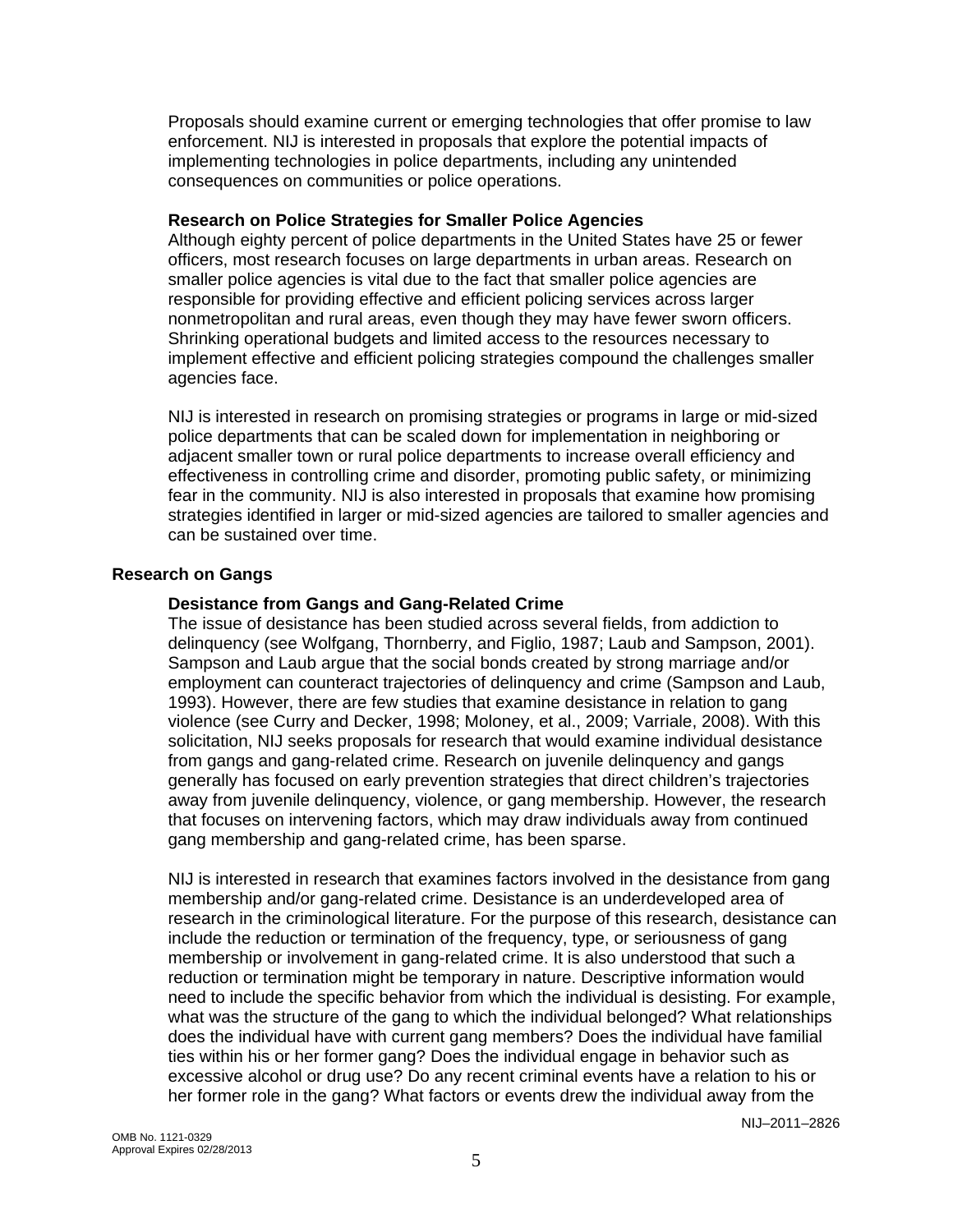Proposals should examine current or emerging technologies that offer promise to law enforcement. NIJ is interested in proposals that explore the potential impacts of implementing technologies in police departments, including any unintended consequences on communities or police operations.

### Research on Police Strategies for Smaller Police Agencies

Although eighty percent of police departments in the United States have 25 or fewer officers, most research focuses on large departments in urban areas. Research on smaller police agencies is vital due to the fact that smaller police agencies are responsible for providing effective and efficient policing services across larger nonmetropolitan and rural areas, even though they may have fewer sworn officers. Shrinking operational budgets and limited access to the resources necessary to implement effective and efficient policing strategies compound the challenges smaller agencies face.

NIJ is interested in research on promising strategies or programs in large or mid-sized police departments that can be scaled down for implementation in neighboring or adjacent smaller town or rural police departments to increase overall efficiency and effectiveness in controlling crime and disorder, promoting public safety, or minimizing fear in the community. NIJ is also interested in proposals that examine how promising strategies identified in larger or mid-sized agencies are tailored to smaller agencies and can be sustained over time.

## Research on Gangs

### Desistance from Gangs and Gang-Related Crime

The issue of desistance has been studied across several fields, from addiction to delinquency (see Wolfgang, Thornberry, and Figlio, 1987; Laub and Sampson, 2001). Sampson and Laub argue that the social bonds created by strong marriage and/or employment can counteract trajectories of delinquency and crime (Sampson and Laub, 1993). However, there are few studies that examine desistance in relation to gang violence (see Curry and Decker, 1998; Moloney, et al., 2009; Varriale, 2008). With this solicitation, NIJ seeks proposals for research that would examine individual desistance from gangs and gang-related crime. Research on juvenile delinquency and gangs generally has focused on early prevention strategies that direct children's trajectories away from juvenile delinquency, violence, or gang membership. However, the research that focuses on intervening factors, which may draw individuals away from continued gang membership and gang-related crime, has been sparse.

NIJ is interested in research that examines factors involved in the desistance from gang membership and/or gang-related crime. Desistance is an underdeveloped area of research in the criminological literature. For the purpose of this research, desistance can include the reduction or termination of the frequency, type, or seriousness of gang membership or involvement in gang-related crime. It is also understood that such a reduction or termination might be temporary in nature. Descriptive information would need to include the specific behavior from which the individual is desisting. For example, what was the structure of the gang to which the individual belonged? What relationships does the individual have with current gang members? Does the individual have familial ties within his or her former gang? Does the individual engage in behavior such as excessive alcohol or drug use? Do any recent criminal events have a relation to his or her former role in the gang? What factors or events drew the individual away from the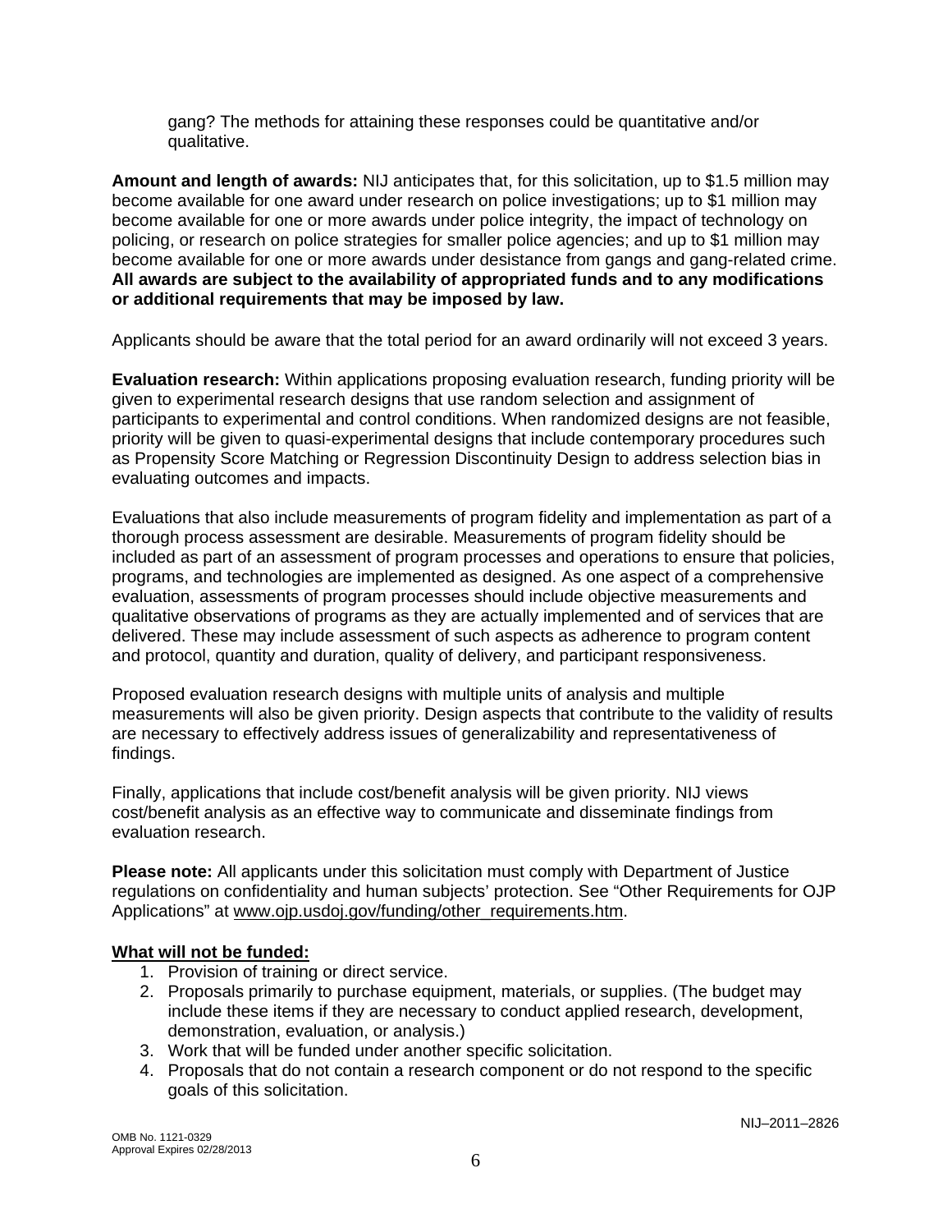gang? The methods for attaining these responses could be quantitative and/or qualitative.

**Amount and length of awards:** NIJ anticipates that, for this solicitation, up to $1.5 million may become available for one award under research on police investigations; up to $1 million may become available for one or more awards under police integrity, the impact of technology on policing, or research on police strategies for smaller police agencies; and up to $1 million may become available for one or more awards under desistance from gangs and gang-related crime. **All awards are subject to the availability of appropriated funds and to any modifications or additional requirements that may be imposed by law.**

Applicants should be aware that the total period for an award ordinarily will not exceed 3 years.

**Evaluation research:** Within applications proposing evaluation research, funding priority will be given to experimental research designs that use random selection and assignment of participants to experimental and control conditions. When randomized designs are not feasible, priority will be given to quasi-experimental designs that include contemporary procedures such as Propensity Score Matching or Regression Discontinuity Design to address selection bias in evaluating outcomes and impacts.

Evaluations that also include measurements of program fidelity and implementation as part of a thorough process assessment are desirable. Measurements of program fidelity should be included as part of an assessment of program processes and operations to ensure that policies, programs, and technologies are implemented as designed. As one aspect of a comprehensive evaluation, assessments of program processes should include objective measurements and qualitative observations of programs as they are actually implemented and of services that are delivered. These may include assessment of such aspects as adherence to program content and protocol, quantity and duration, quality of delivery, and participant responsiveness.

Proposed evaluation research designs with multiple units of analysis and multiple measurements will also be given priority. Design aspects that contribute to the validity of results are necessary to effectively address issues of generalizability and representativeness of findings.

Finally, applications that include cost/benefit analysis will be given priority. NIJ views cost/benefit analysis as an effective way to communicate and disseminate findings from evaluation research.

**Please note:** All applicants under this solicitation must comply with Department of Justice regulations on confidentiality and human subjects' protection. See "Other Requirements for OJP Applications" at www.ojp.usdoj.gov/funding/other_requirements.htm.

**What will not be funded:**

1. Provision of training or direct service.
2. Proposals primarily to purchase equipment, materials, or supplies. (The budget may include these items if they are necessary to conduct applied research, development, demonstration, evaluation, or analysis.)
3. Work that will be funded under another specific solicitation.
4. Proposals that do not contain a research component or do not respond to the specific goals of this solicitation.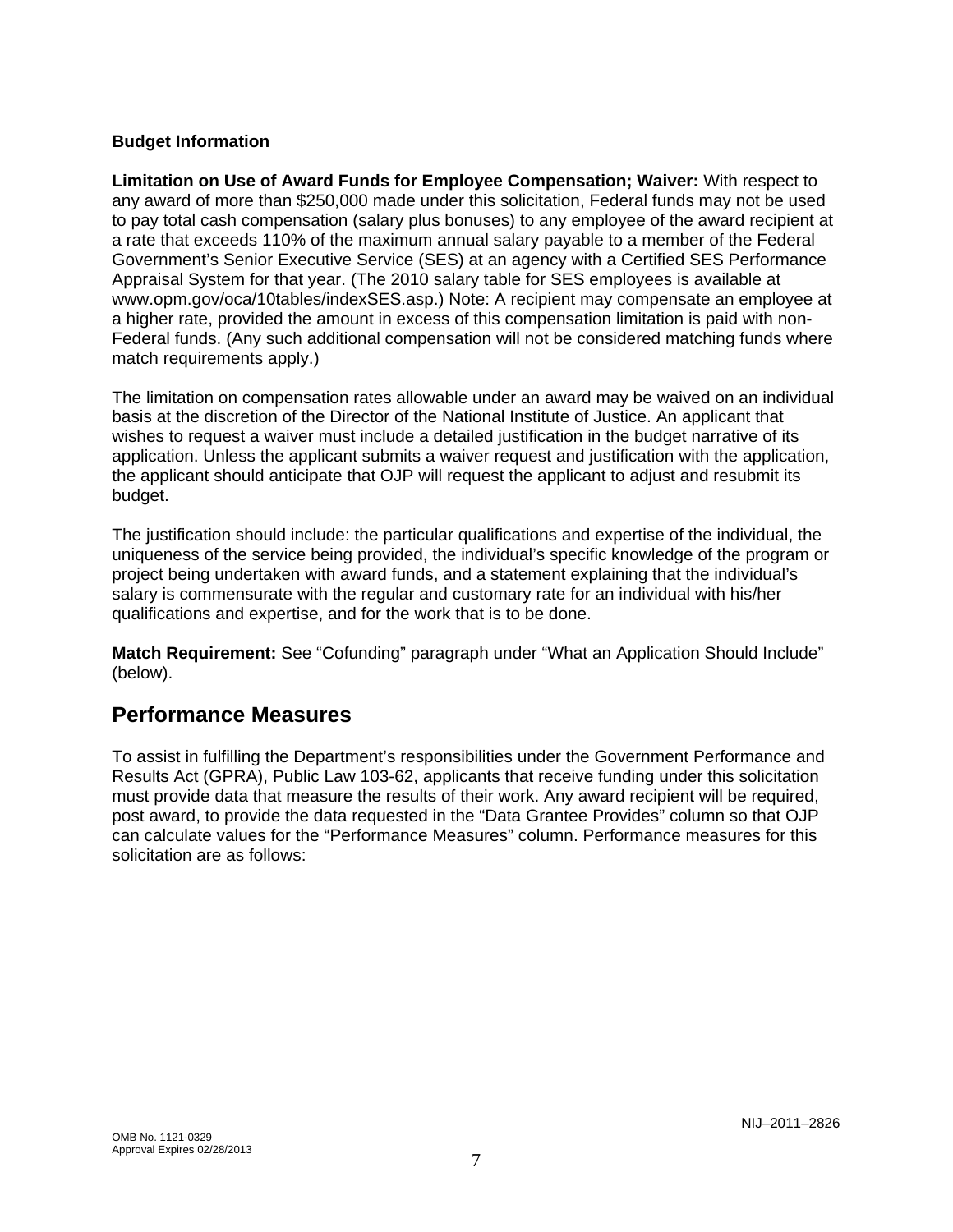### Budget Information

**Limitation on Use of Award Funds for Employee Compensation; Waiver:** With respect to any award of more than $250,000 made under this solicitation, Federal funds may not be used to pay total cash compensation (salary plus bonuses) to any employee of the award recipient at a rate that exceeds 110% of the maximum annual salary payable to a member of the Federal Government's Senior Executive Service (SES) at an agency with a Certified SES Performance Appraisal System for that year. (The 2010 salary table for SES employees is available at www.opm.gov/oca/10tables/indexSES.asp.) Note: A recipient may compensate an employee at a higher rate, provided the amount in excess of this compensation limitation is paid with non-Federal funds. (Any such additional compensation will not be considered matching funds where match requirements apply.)

The limitation on compensation rates allowable under an award may be waived on an individual basis at the discretion of the Director of the National Institute of Justice. An applicant that wishes to request a waiver must include a detailed justification in the budget narrative of its application. Unless the applicant submits a waiver request and justification with the application, the applicant should anticipate that OJP will request the applicant to adjust and resubmit its budget.

The justification should include: the particular qualifications and expertise of the individual, the uniqueness of the service being provided, the individual's specific knowledge of the program or project being undertaken with award funds, and a statement explaining that the individual's salary is commensurate with the regular and customary rate for an individual with his/her qualifications and expertise, and for the work that is to be done.

**Match Requirement:** See "Cofunding" paragraph under "What an Application Should Include" (below).

## Performance Measures

To assist in fulfilling the Department's responsibilities under the Government Performance and Results Act (GPRA), Public Law 103-62, applicants that receive funding under this solicitation must provide data that measure the results of their work. Any award recipient will be required, post award, to provide the data requested in the "Data Grantee Provides" column so that OJP can calculate values for the "Performance Measures" column. Performance measures for this solicitation are as follows: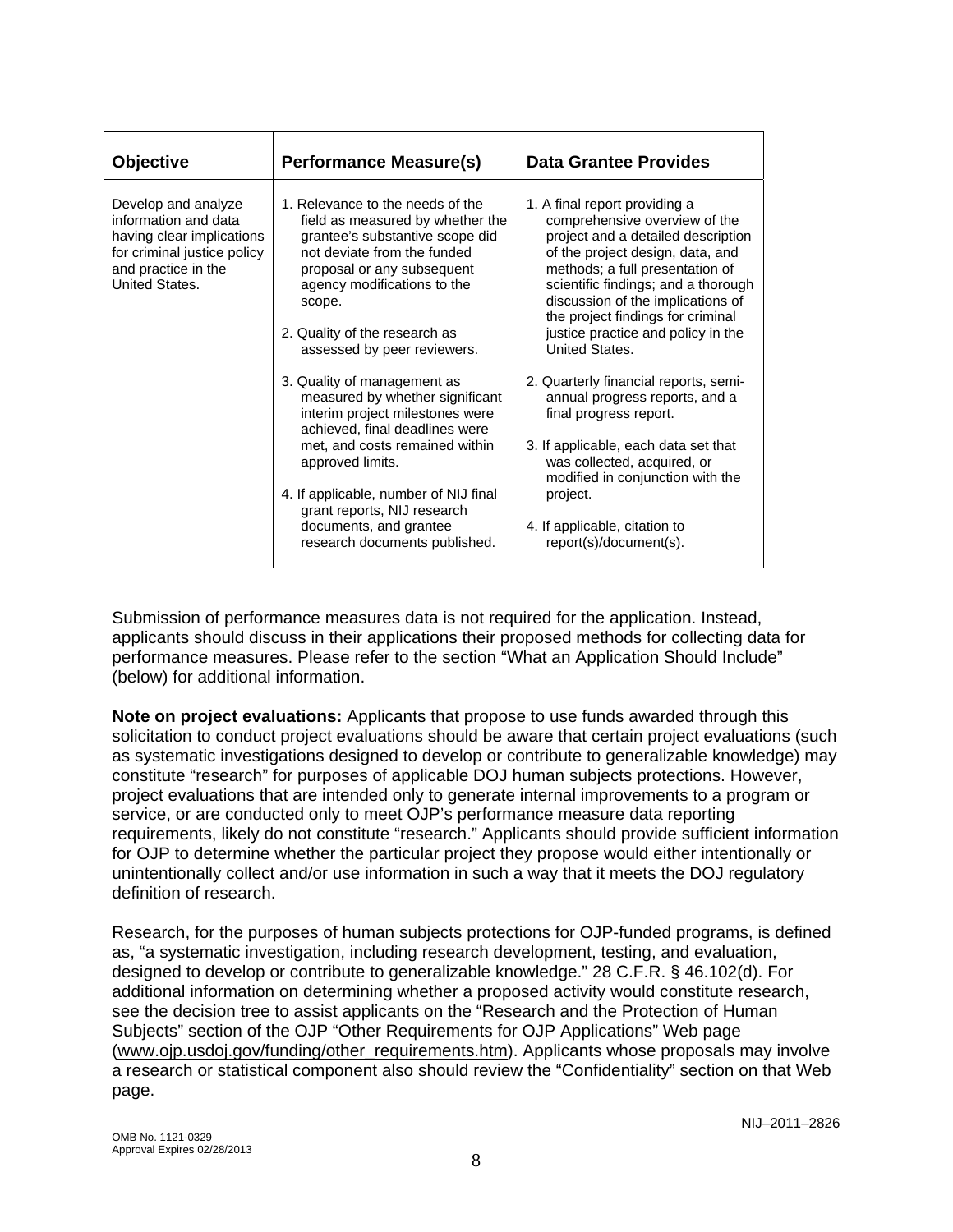| Objective | Performance Measure(s) | Data Grantee Provides |
|---|---|---|
| Develop and analyze information and data having clear implications for criminal justice policy and practice in the United States. | 1. Relevance to the needs of the field as measured by whether the grantee's substantive scope did not deviate from the funded proposal or any subsequent agency modifications to the scope.<br><br>2. Quality of the research as assessed by peer reviewers.<br><br>3. Quality of management as measured by whether significant interim project milestones were achieved, final deadlines were met, and costs remained within approved limits.<br><br>4. If applicable, number of NIJ final grant reports, NIJ research documents, and grantee research documents published. | 1. A final report providing a comprehensive overview of the project and a detailed description of the project design, data, and methods; a full presentation of scientific findings; and a thorough discussion of the implications of the project findings for criminal justice practice and policy in the United States.<br><br>2. Quarterly financial reports, semi-annual progress reports, and a final progress report.<br><br>3. If applicable, each data set that was collected, acquired, or modified in conjunction with the project.<br><br>4. If applicable, citation to report(s)/document(s). |

Submission of performance measures data is not required for the application. Instead, applicants should discuss in their applications their proposed methods for collecting data for performance measures. Please refer to the section "What an Application Should Include" (below) for additional information.

**Note on project evaluations:** Applicants that propose to use funds awarded through this solicitation to conduct project evaluations should be aware that certain project evaluations (such as systematic investigations designed to develop or contribute to generalizable knowledge) may constitute "research" for purposes of applicable DOJ human subjects protections. However, project evaluations that are intended only to generate internal improvements to a program or service, or are conducted only to meet OJP's performance measure data reporting requirements, likely do not constitute "research." Applicants should provide sufficient information for OJP to determine whether the particular project they propose would either intentionally or unintentionally collect and/or use information in such a way that it meets the DOJ regulatory definition of research.

Research, for the purposes of human subjects protections for OJP-funded programs, is defined as, "a systematic investigation, including research development, testing, and evaluation, designed to develop or contribute to generalizable knowledge." 28 C.F.R. § 46.102(d). For additional information on determining whether a proposed activity would constitute research, see the decision tree to assist applicants on the "Research and the Protection of Human Subjects" section of the OJP "Other Requirements for OJP Applications" Web page (www.ojp.usdoj.gov/funding/other_requirements.htm). Applicants whose proposals may involve a research or statistical component also should review the "Confidentiality" section on that Web page.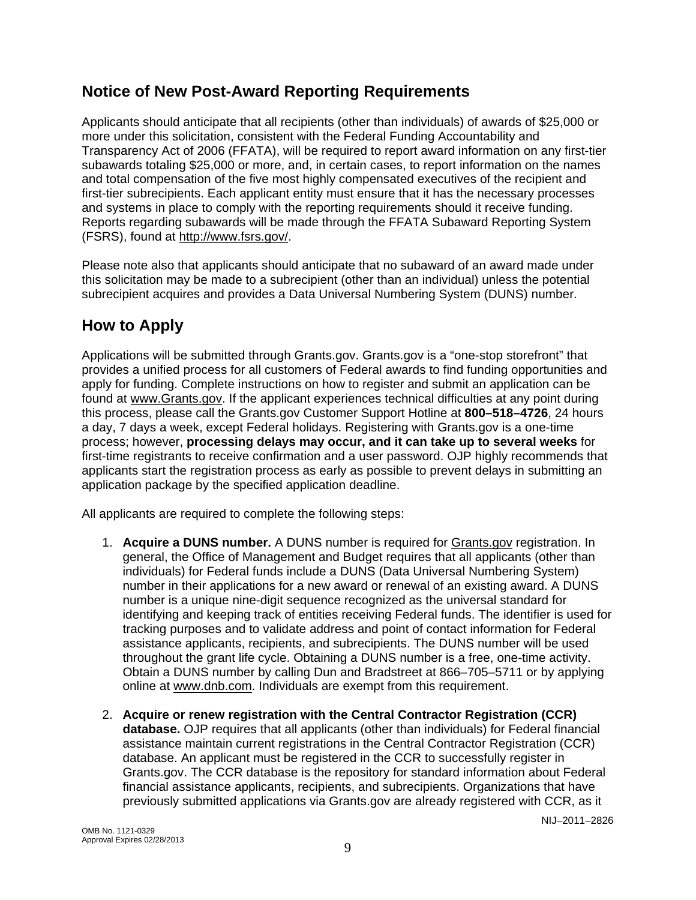## Notice of New Post-Award Reporting Requirements

Applicants should anticipate that all recipients (other than individuals) of awards of $25,000 or more under this solicitation, consistent with the Federal Funding Accountability and Transparency Act of 2006 (FFATA), will be required to report award information on any first-tier subawards totaling $25,000 or more, and, in certain cases, to report information on the names and total compensation of the five most highly compensated executives of the recipient and first-tier subrecipients. Each applicant entity must ensure that it has the necessary processes and systems in place to comply with the reporting requirements should it receive funding. Reports regarding subawards will be made through the FFATA Subaward Reporting System (FSRS), found at http://www.fsrs.gov/.

Please note also that applicants should anticipate that no subaward of an award made under this solicitation may be made to a subrecipient (other than an individual) unless the potential subrecipient acquires and provides a Data Universal Numbering System (DUNS) number.

## How to Apply

Applications will be submitted through Grants.gov. Grants.gov is a "one-stop storefront" that provides a unified process for all customers of Federal awards to find funding opportunities and apply for funding. Complete instructions on how to register and submit an application can be found at www.Grants.gov. If the applicant experiences technical difficulties at any point during this process, please call the Grants.gov Customer Support Hotline at **800–518–4726**, 24 hours a day, 7 days a week, except Federal holidays. Registering with Grants.gov is a one-time process; however, **processing delays may occur, and it can take up to several weeks** for first-time registrants to receive confirmation and a user password. OJP highly recommends that applicants start the registration process as early as possible to prevent delays in submitting an application package by the specified application deadline.

All applicants are required to complete the following steps:

1. **Acquire a DUNS number.** A DUNS number is required for Grants.gov registration. In general, the Office of Management and Budget requires that all applicants (other than individuals) for Federal funds include a DUNS (Data Universal Numbering System) number in their applications for a new award or renewal of an existing award. A DUNS number is a unique nine-digit sequence recognized as the universal standard for identifying and keeping track of entities receiving Federal funds. The identifier is used for tracking purposes and to validate address and point of contact information for Federal assistance applicants, recipients, and subrecipients. The DUNS number will be used throughout the grant life cycle. Obtaining a DUNS number is a free, one-time activity. Obtain a DUNS number by calling Dun and Bradstreet at 866–705–5711 or by applying online at www.dnb.com. Individuals are exempt from this requirement.

2. **Acquire or renew registration with the Central Contractor Registration (CCR) database.** OJP requires that all applicants (other than individuals) for Federal financial assistance maintain current registrations in the Central Contractor Registration (CCR) database. An applicant must be registered in the CCR to successfully register in Grants.gov. The CCR database is the repository for standard information about Federal financial assistance applicants, recipients, and subrecipients. Organizations that have previously submitted applications via Grants.gov are already registered with CCR, as it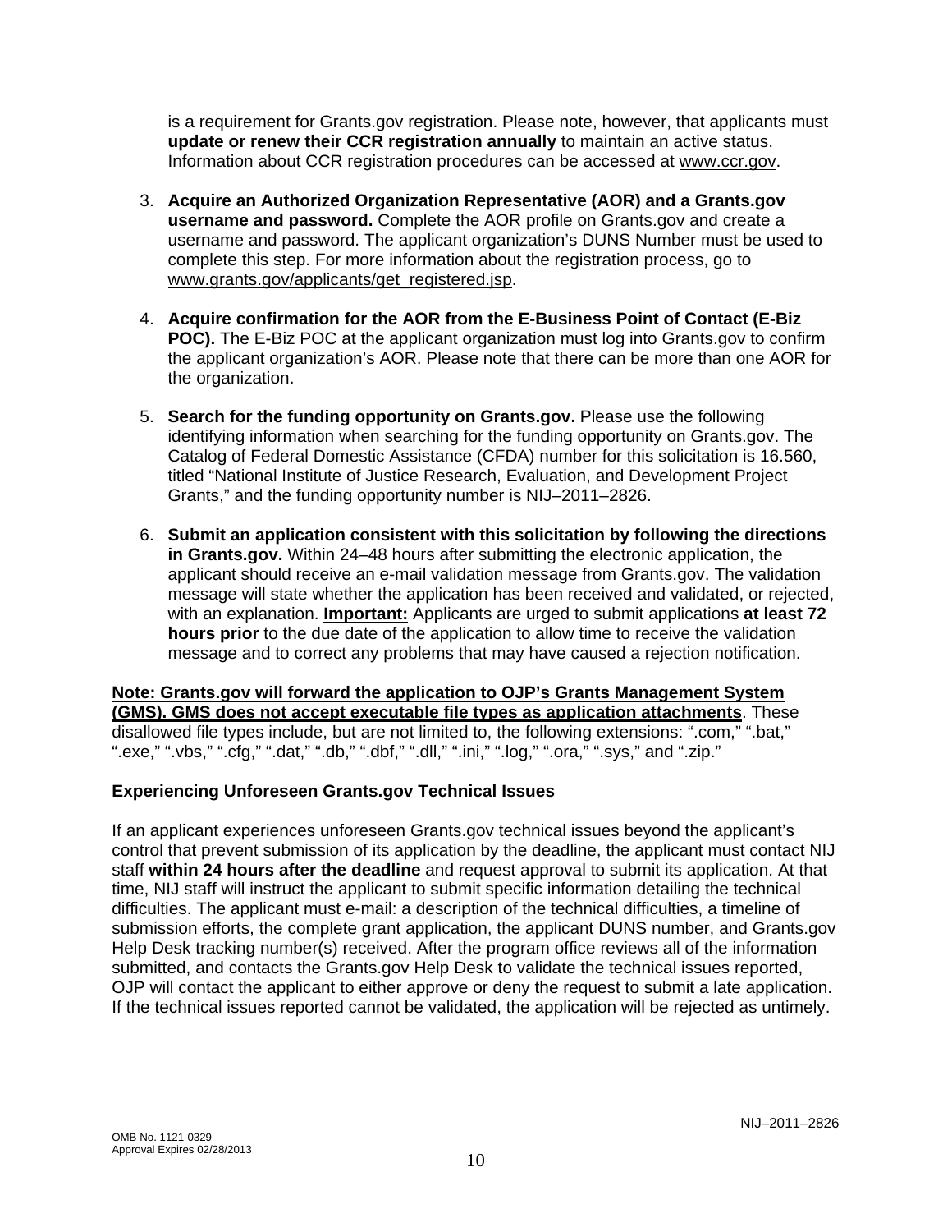is a requirement for Grants.gov registration. Please note, however, that applicants must **update or renew their CCR registration annually** to maintain an active status. Information about CCR registration procedures can be accessed at www.ccr.gov.

3. **Acquire an Authorized Organization Representative (AOR) and a Grants.gov username and password.** Complete the AOR profile on Grants.gov and create a username and password. The applicant organization's DUNS Number must be used to complete this step. For more information about the registration process, go to www.grants.gov/applicants/get_registered.jsp.

4. **Acquire confirmation for the AOR from the E-Business Point of Contact (E-Biz POC).** The E-Biz POC at the applicant organization must log into Grants.gov to confirm the applicant organization's AOR. Please note that there can be more than one AOR for the organization.

5. **Search for the funding opportunity on Grants.gov.** Please use the following identifying information when searching for the funding opportunity on Grants.gov. The Catalog of Federal Domestic Assistance (CFDA) number for this solicitation is 16.560, titled "National Institute of Justice Research, Evaluation, and Development Project Grants," and the funding opportunity number is NIJ–2011–2826.

6. **Submit an application consistent with this solicitation by following the directions in Grants.gov.** Within 24–48 hours after submitting the electronic application, the applicant should receive an e-mail validation message from Grants.gov. The validation message will state whether the application has been received and validated, or rejected, with an explanation. **Important:** Applicants are urged to submit applications **at least 72 hours prior** to the due date of the application to allow time to receive the validation message and to correct any problems that may have caused a rejection notification.

**Note: Grants.gov will forward the application to OJP's Grants Management System (GMS). GMS does not accept executable file types as application attachments**. These disallowed file types include, but are not limited to, the following extensions: ".com," ".bat," ".exe," ".vbs," ".cfg," ".dat," ".db," ".dbf," ".dll," ".ini," ".log," ".ora," ".sys," and ".zip."

### Experiencing Unforeseen Grants.gov Technical Issues

If an applicant experiences unforeseen Grants.gov technical issues beyond the applicant's control that prevent submission of its application by the deadline, the applicant must contact NIJ staff **within 24 hours after the deadline** and request approval to submit its application. At that time, NIJ staff will instruct the applicant to submit specific information detailing the technical difficulties. The applicant must e-mail: a description of the technical difficulties, a timeline of submission efforts, the complete grant application, the applicant DUNS number, and Grants.gov Help Desk tracking number(s) received. After the program office reviews all of the information submitted, and contacts the Grants.gov Help Desk to validate the technical issues reported, OJP will contact the applicant to either approve or deny the request to submit a late application. If the technical issues reported cannot be validated, the application will be rejected as untimely.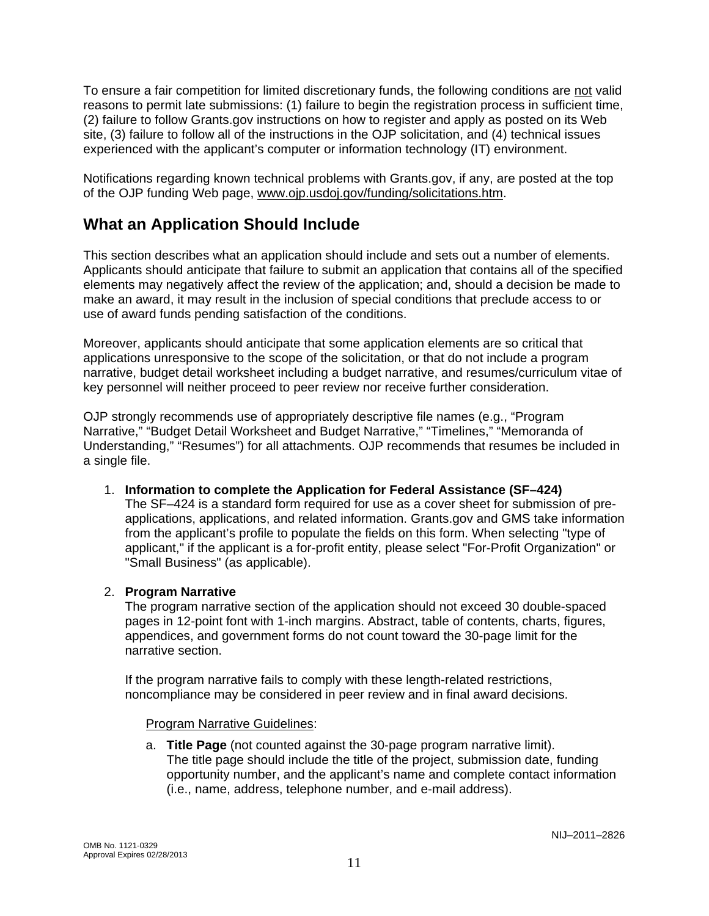To ensure a fair competition for limited discretionary funds, the following conditions are not valid reasons to permit late submissions: (1) failure to begin the registration process in sufficient time, (2) failure to follow Grants.gov instructions on how to register and apply as posted on its Web site, (3) failure to follow all of the instructions in the OJP solicitation, and (4) technical issues experienced with the applicant's computer or information technology (IT) environment.

Notifications regarding known technical problems with Grants.gov, if any, are posted at the top of the OJP funding Web page, www.ojp.usdoj.gov/funding/solicitations.htm.

## What an Application Should Include

This section describes what an application should include and sets out a number of elements. Applicants should anticipate that failure to submit an application that contains all of the specified elements may negatively affect the review of the application; and, should a decision be made to make an award, it may result in the inclusion of special conditions that preclude access to or use of award funds pending satisfaction of the conditions.

Moreover, applicants should anticipate that some application elements are so critical that applications unresponsive to the scope of the solicitation, or that do not include a program narrative, budget detail worksheet including a budget narrative, and resumes/curriculum vitae of key personnel will neither proceed to peer review nor receive further consideration.

OJP strongly recommends use of appropriately descriptive file names (e.g., "Program Narrative," "Budget Detail Worksheet and Budget Narrative," "Timelines," "Memoranda of Understanding," "Resumes") for all attachments. OJP recommends that resumes be included in a single file.

1. **Information to complete the Application for Federal Assistance (SF–424)**
   The SF–424 is a standard form required for use as a cover sheet for submission of pre-applications, applications, and related information. Grants.gov and GMS take information from the applicant's profile to populate the fields on this form. When selecting "type of applicant," if the applicant is a for-profit entity, please select "For-Profit Organization" or "Small Business" (as applicable).

2. **Program Narrative**
   The program narrative section of the application should not exceed 30 double-spaced pages in 12-point font with 1-inch margins. Abstract, table of contents, charts, figures, appendices, and government forms do not count toward the 30-page limit for the narrative section.

   If the program narrative fails to comply with these length-related restrictions, noncompliance may be considered in peer review and in final award decisions.

   Program Narrative Guidelines:

   a. **Title Page** (not counted against the 30-page program narrative limit).
      The title page should include the title of the project, submission date, funding opportunity number, and the applicant's name and complete contact information (i.e., name, address, telephone number, and e-mail address).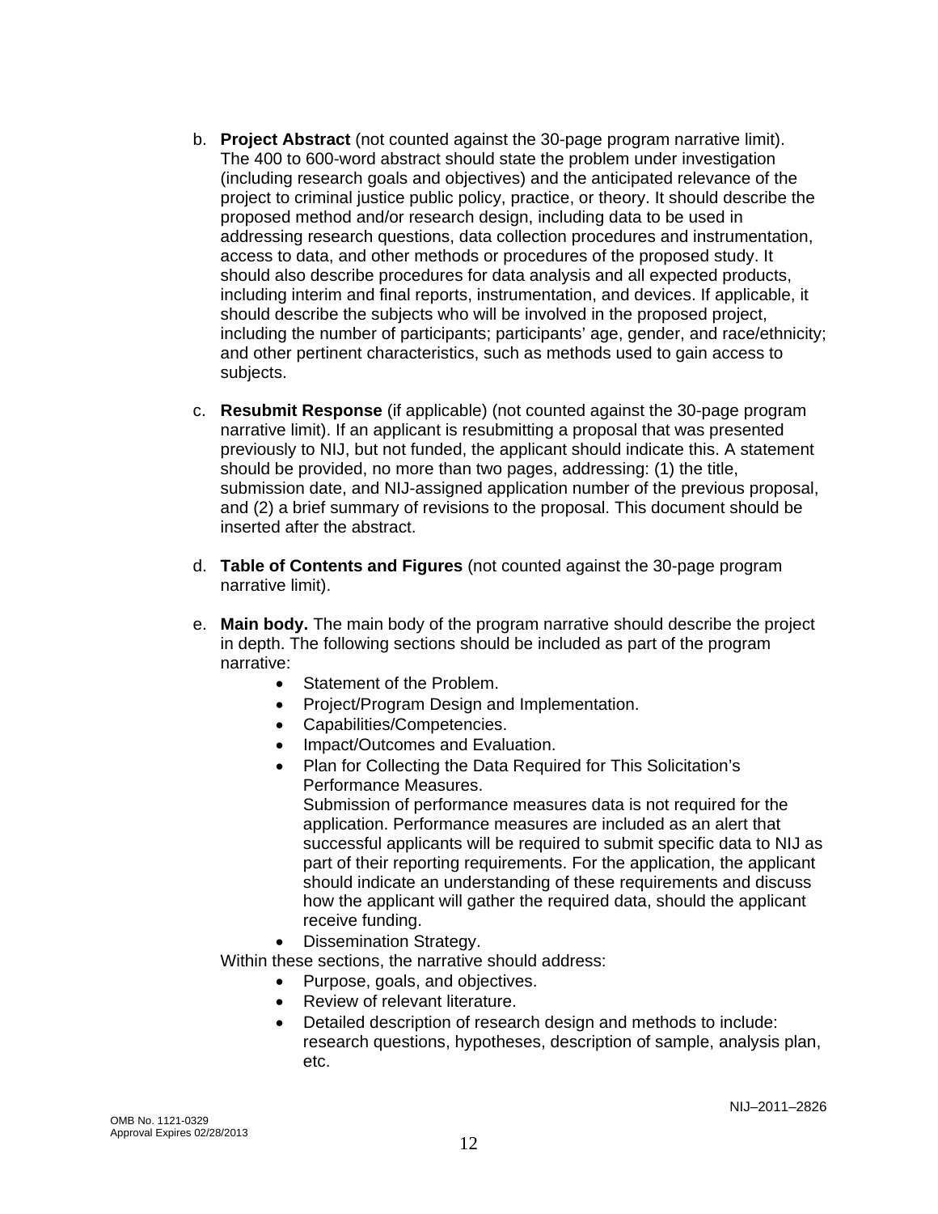b. **Project Abstract** (not counted against the 30-page program narrative limit). The 400 to 600-word abstract should state the problem under investigation (including research goals and objectives) and the anticipated relevance of the project to criminal justice public policy, practice, or theory. It should describe the proposed method and/or research design, including data to be used in addressing research questions, data collection procedures and instrumentation, access to data, and other methods or procedures of the proposed study. It should also describe procedures for data analysis and all expected products, including interim and final reports, instrumentation, and devices. If applicable, it should describe the subjects who will be involved in the proposed project, including the number of participants; participants' age, gender, and race/ethnicity; and other pertinent characteristics, such as methods used to gain access to subjects.

c. **Resubmit Response** (if applicable) (not counted against the 30-page program narrative limit). If an applicant is resubmitting a proposal that was presented previously to NIJ, but not funded, the applicant should indicate this. A statement should be provided, no more than two pages, addressing: (1) the title, submission date, and NIJ-assigned application number of the previous proposal, and (2) a brief summary of revisions to the proposal. This document should be inserted after the abstract.

d. **Table of Contents and Figures** (not counted against the 30-page program narrative limit).

e. **Main body.** The main body of the program narrative should describe the project in depth. The following sections should be included as part of the program narrative:
   - Statement of the Problem.
   - Project/Program Design and Implementation.
   - Capabilities/Competencies.
   - Impact/Outcomes and Evaluation.
   - Plan for Collecting the Data Required for This Solicitation's Performance Measures.
     Submission of performance measures data is not required for the application. Performance measures are included as an alert that successful applicants will be required to submit specific data to NIJ as part of their reporting requirements. For the application, the applicant should indicate an understanding of these requirements and discuss how the applicant will gather the required data, should the applicant receive funding.
   - Dissemination Strategy.

   Within these sections, the narrative should address:
   - Purpose, goals, and objectives.
   - Review of relevant literature.
   - Detailed description of research design and methods to include: research questions, hypotheses, description of sample, analysis plan, etc.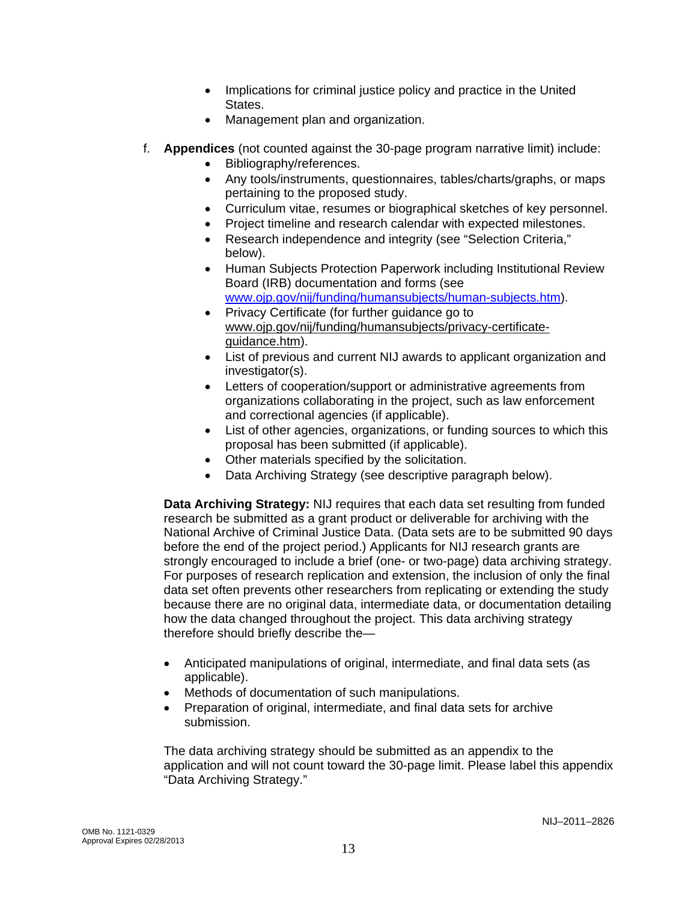- Implications for criminal justice policy and practice in the United States.
- Management plan and organization.

f. **Appendices** (not counted against the 30-page program narrative limit) include:
   - Bibliography/references.
   - Any tools/instruments, questionnaires, tables/charts/graphs, or maps pertaining to the proposed study.
   - Curriculum vitae, resumes or biographical sketches of key personnel.
   - Project timeline and research calendar with expected milestones.
   - Research independence and integrity (see "Selection Criteria," below).
   - Human Subjects Protection Paperwork including Institutional Review Board (IRB) documentation and forms (see www.ojp.gov/nij/funding/humansubjects/human-subjects.htm).
   - Privacy Certificate (for further guidance go to www.ojp.gov/nij/funding/humansubjects/privacy-certificate-guidance.htm).
   - List of previous and current NIJ awards to applicant organization and investigator(s).
   - Letters of cooperation/support or administrative agreements from organizations collaborating in the project, such as law enforcement and correctional agencies (if applicable).
   - List of other agencies, organizations, or funding sources to which this proposal has been submitted (if applicable).
   - Other materials specified by the solicitation.
   - Data Archiving Strategy (see descriptive paragraph below).

**Data Archiving Strategy:** NIJ requires that each data set resulting from funded research be submitted as a grant product or deliverable for archiving with the National Archive of Criminal Justice Data. (Data sets are to be submitted 90 days before the end of the project period.) Applicants for NIJ research grants are strongly encouraged to include a brief (one- or two-page) data archiving strategy. For purposes of research replication and extension, the inclusion of only the final data set often prevents other researchers from replicating or extending the study because there are no original data, intermediate data, or documentation detailing how the data changed throughout the project. This data archiving strategy therefore should briefly describe the—

- Anticipated manipulations of original, intermediate, and final data sets (as applicable).
- Methods of documentation of such manipulations.
- Preparation of original, intermediate, and final data sets for archive submission.

The data archiving strategy should be submitted as an appendix to the application and will not count toward the 30-page limit. Please label this appendix "Data Archiving Strategy."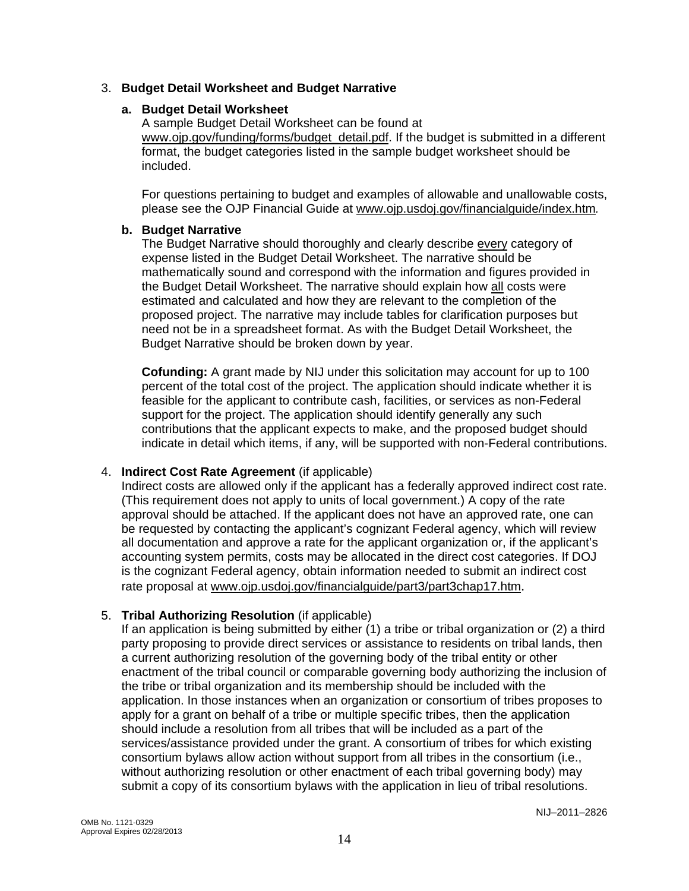3. **Budget Detail Worksheet and Budget Narrative**

   **a. Budget Detail Worksheet**
   A sample Budget Detail Worksheet can be found at www.ojp.gov/funding/forms/budget_detail.pdf. If the budget is submitted in a different format, the budget categories listed in the sample budget worksheet should be included.

   For questions pertaining to budget and examples of allowable and unallowable costs, please see the OJP Financial Guide at www.ojp.usdoj.gov/financialguide/index.htm.

   **b. Budget Narrative**
   The Budget Narrative should thoroughly and clearly describe every category of expense listed in the Budget Detail Worksheet. The narrative should be mathematically sound and correspond with the information and figures provided in the Budget Detail Worksheet. The narrative should explain how all costs were estimated and calculated and how they are relevant to the completion of the proposed project. The narrative may include tables for clarification purposes but need not be in a spreadsheet format. As with the Budget Detail Worksheet, the Budget Narrative should be broken down by year.

   **Cofunding:** A grant made by NIJ under this solicitation may account for up to 100 percent of the total cost of the project. The application should indicate whether it is feasible for the applicant to contribute cash, facilities, or services as non-Federal support for the project. The application should identify generally any such contributions that the applicant expects to make, and the proposed budget should indicate in detail which items, if any, will be supported with non-Federal contributions.

4. **Indirect Cost Rate Agreement** (if applicable)
   Indirect costs are allowed only if the applicant has a federally approved indirect cost rate. (This requirement does not apply to units of local government.) A copy of the rate approval should be attached. If the applicant does not have an approved rate, one can be requested by contacting the applicant's cognizant Federal agency, which will review all documentation and approve a rate for the applicant organization or, if the applicant's accounting system permits, costs may be allocated in the direct cost categories. If DOJ is the cognizant Federal agency, obtain information needed to submit an indirect cost rate proposal at www.ojp.usdoj.gov/financialguide/part3/part3chap17.htm.

5. **Tribal Authorizing Resolution** (if applicable)
   If an application is being submitted by either (1) a tribe or tribal organization or (2) a third party proposing to provide direct services or assistance to residents on tribal lands, then a current authorizing resolution of the governing body of the tribal entity or other enactment of the tribal council or comparable governing body authorizing the inclusion of the tribe or tribal organization and its membership should be included with the application. In those instances when an organization or consortium of tribes proposes to apply for a grant on behalf of a tribe or multiple specific tribes, then the application should include a resolution from all tribes that will be included as a part of the services/assistance provided under the grant. A consortium of tribes for which existing consortium bylaws allow action without support from all tribes in the consortium (i.e., without authorizing resolution or other enactment of each tribal governing body) may submit a copy of its consortium bylaws with the application in lieu of tribal resolutions.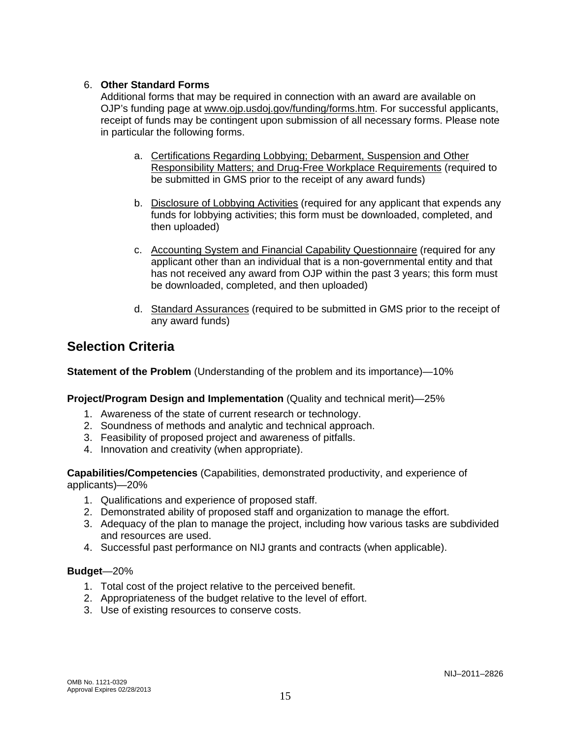6. **Other Standard Forms**
   Additional forms that may be required in connection with an award are available on OJP's funding page at www.ojp.usdoj.gov/funding/forms.htm. For successful applicants, receipt of funds may be contingent upon submission of all necessary forms. Please note in particular the following forms.

   a. Certifications Regarding Lobbying; Debarment, Suspension and Other Responsibility Matters; and Drug-Free Workplace Requirements (required to be submitted in GMS prior to the receipt of any award funds)

   b. Disclosure of Lobbying Activities (required for any applicant that expends any funds for lobbying activities; this form must be downloaded, completed, and then uploaded)

   c. Accounting System and Financial Capability Questionnaire (required for any applicant other than an individual that is a non-governmental entity and that has not received any award from OJP within the past 3 years; this form must be downloaded, completed, and then uploaded)

   d. Standard Assurances (required to be submitted in GMS prior to the receipt of any award funds)

## Selection Criteria

**Statement of the Problem** (Understanding of the problem and its importance)—10%

**Project/Program Design and Implementation** (Quality and technical merit)—25%

1. Awareness of the state of current research or technology.
2. Soundness of methods and analytic and technical approach.
3. Feasibility of proposed project and awareness of pitfalls.
4. Innovation and creativity (when appropriate).

**Capabilities/Competencies** (Capabilities, demonstrated productivity, and experience of applicants)—20%

1. Qualifications and experience of proposed staff.
2. Demonstrated ability of proposed staff and organization to manage the effort.
3. Adequacy of the plan to manage the project, including how various tasks are subdivided and resources are used.
4. Successful past performance on NIJ grants and contracts (when applicable).

**Budget**—20%

1. Total cost of the project relative to the perceived benefit.
2. Appropriateness of the budget relative to the level of effort.
3. Use of existing resources to conserve costs.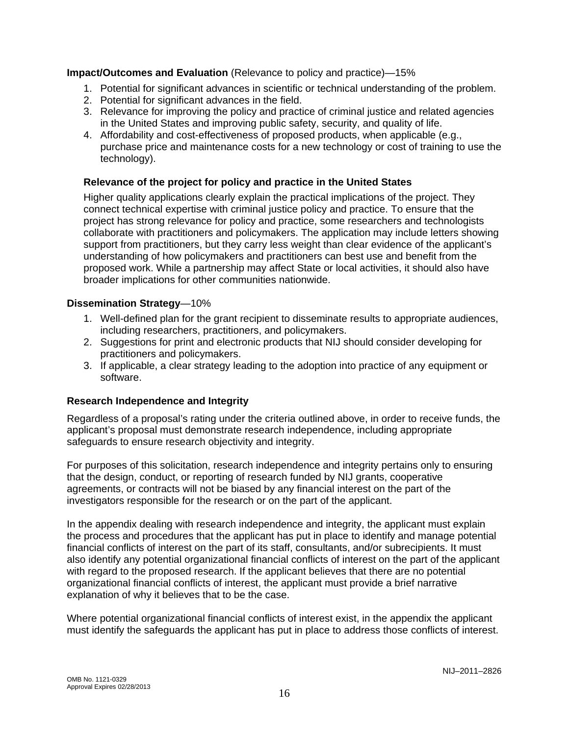**Impact/Outcomes and Evaluation** (Relevance to policy and practice)—15%

1. Potential for significant advances in scientific or technical understanding of the problem.
2. Potential for significant advances in the field.
3. Relevance for improving the policy and practice of criminal justice and related agencies in the United States and improving public safety, security, and quality of life.
4. Affordability and cost-effectiveness of proposed products, when applicable (e.g., purchase price and maintenance costs for a new technology or cost of training to use the technology).

**Relevance of the project for policy and practice in the United States**

Higher quality applications clearly explain the practical implications of the project. They connect technical expertise with criminal justice policy and practice. To ensure that the project has strong relevance for policy and practice, some researchers and technologists collaborate with practitioners and policymakers. The application may include letters showing support from practitioners, but they carry less weight than clear evidence of the applicant's understanding of how policymakers and practitioners can best use and benefit from the proposed work. While a partnership may affect State or local activities, it should also have broader implications for other communities nationwide.

**Dissemination Strategy**—10%

1. Well-defined plan for the grant recipient to disseminate results to appropriate audiences, including researchers, practitioners, and policymakers.
2. Suggestions for print and electronic products that NIJ should consider developing for practitioners and policymakers.
3. If applicable, a clear strategy leading to the adoption into practice of any equipment or software.

**Research Independence and Integrity**

Regardless of a proposal's rating under the criteria outlined above, in order to receive funds, the applicant's proposal must demonstrate research independence, including appropriate safeguards to ensure research objectivity and integrity.

For purposes of this solicitation, research independence and integrity pertains only to ensuring that the design, conduct, or reporting of research funded by NIJ grants, cooperative agreements, or contracts will not be biased by any financial interest on the part of the investigators responsible for the research or on the part of the applicant.

In the appendix dealing with research independence and integrity, the applicant must explain the process and procedures that the applicant has put in place to identify and manage potential financial conflicts of interest on the part of its staff, consultants, and/or subrecipients. It must also identify any potential organizational financial conflicts of interest on the part of the applicant with regard to the proposed research. If the applicant believes that there are no potential organizational financial conflicts of interest, the applicant must provide a brief narrative explanation of why it believes that to be the case.

Where potential organizational financial conflicts of interest exist, in the appendix the applicant must identify the safeguards the applicant has put in place to address those conflicts of interest.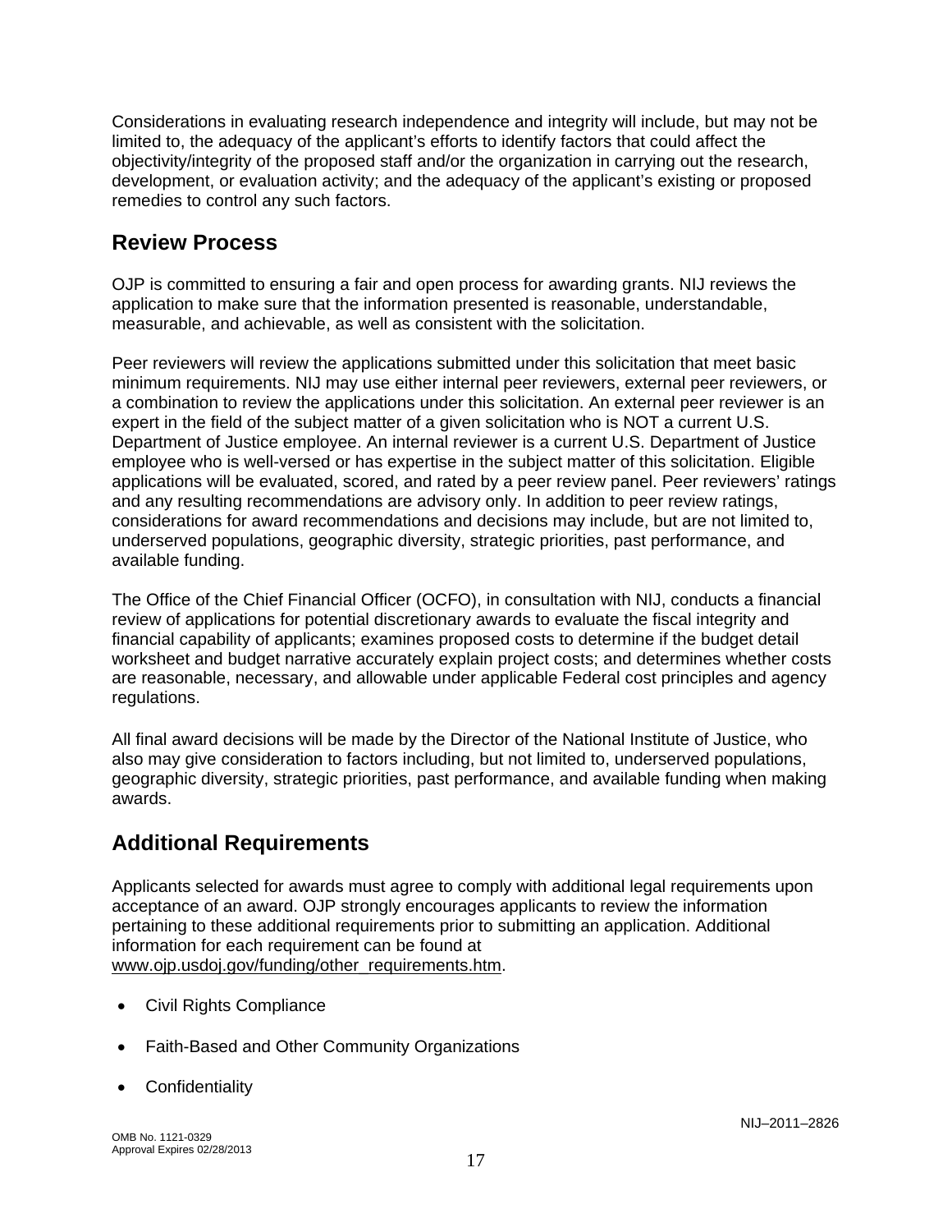Considerations in evaluating research independence and integrity will include, but may not be limited to, the adequacy of the applicant's efforts to identify factors that could affect the objectivity/integrity of the proposed staff and/or the organization in carrying out the research, development, or evaluation activity; and the adequacy of the applicant's existing or proposed remedies to control any such factors.

## Review Process

OJP is committed to ensuring a fair and open process for awarding grants. NIJ reviews the application to make sure that the information presented is reasonable, understandable, measurable, and achievable, as well as consistent with the solicitation.

Peer reviewers will review the applications submitted under this solicitation that meet basic minimum requirements. NIJ may use either internal peer reviewers, external peer reviewers, or a combination to review the applications under this solicitation. An external peer reviewer is an expert in the field of the subject matter of a given solicitation who is NOT a current U.S. Department of Justice employee. An internal reviewer is a current U.S. Department of Justice employee who is well-versed or has expertise in the subject matter of this solicitation. Eligible applications will be evaluated, scored, and rated by a peer review panel. Peer reviewers' ratings and any resulting recommendations are advisory only. In addition to peer review ratings, considerations for award recommendations and decisions may include, but are not limited to, underserved populations, geographic diversity, strategic priorities, past performance, and available funding.

The Office of the Chief Financial Officer (OCFO), in consultation with NIJ, conducts a financial review of applications for potential discretionary awards to evaluate the fiscal integrity and financial capability of applicants; examines proposed costs to determine if the budget detail worksheet and budget narrative accurately explain project costs; and determines whether costs are reasonable, necessary, and allowable under applicable Federal cost principles and agency regulations.

All final award decisions will be made by the Director of the National Institute of Justice, who also may give consideration to factors including, but not limited to, underserved populations, geographic diversity, strategic priorities, past performance, and available funding when making awards.

## Additional Requirements

Applicants selected for awards must agree to comply with additional legal requirements upon acceptance of an award. OJP strongly encourages applicants to review the information pertaining to these additional requirements prior to submitting an application. Additional information for each requirement can be found at www.ojp.usdoj.gov/funding/other_requirements.htm.

- Civil Rights Compliance
- Faith-Based and Other Community Organizations
- Confidentiality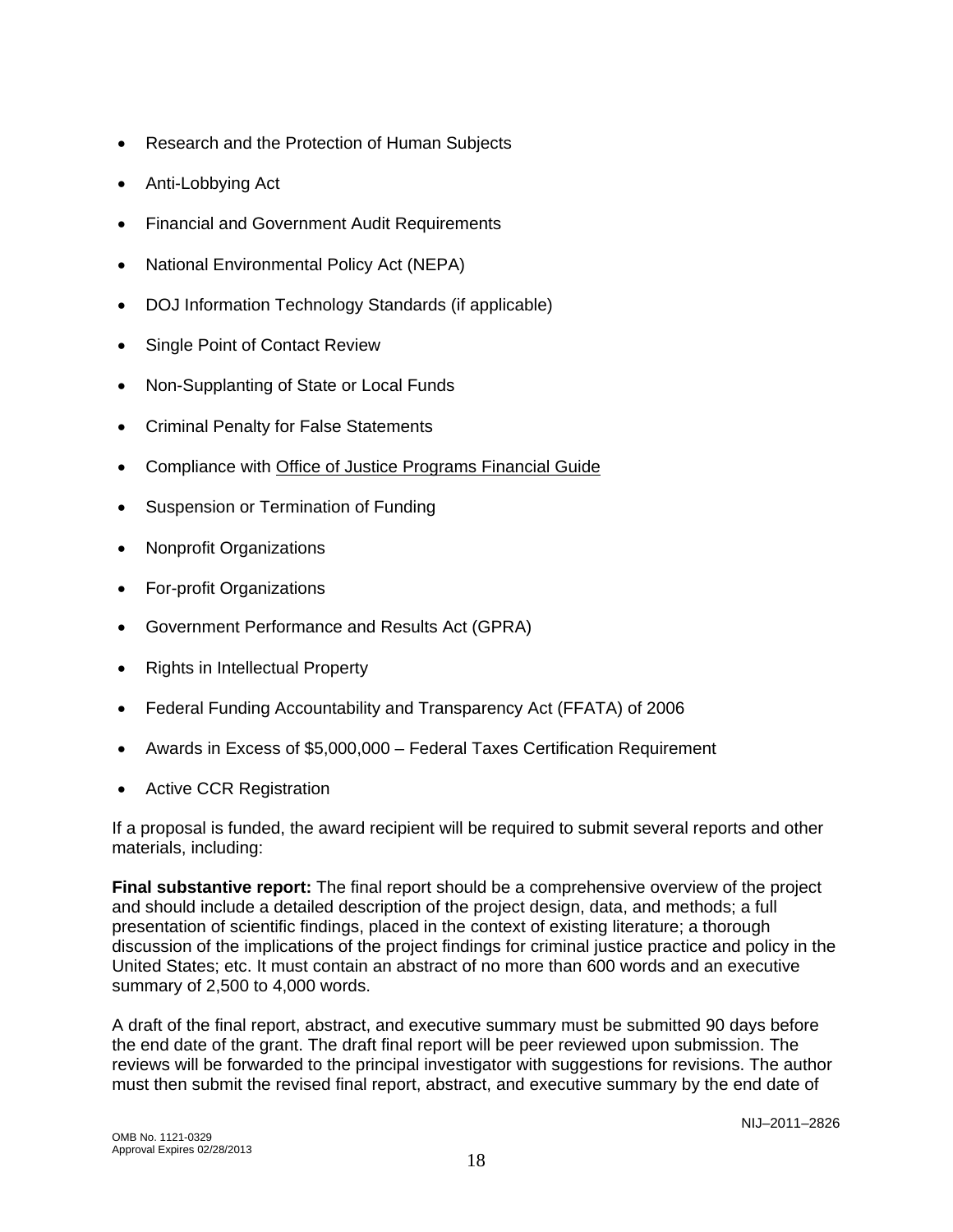- Research and the Protection of Human Subjects
- Anti-Lobbying Act
- Financial and Government Audit Requirements
- National Environmental Policy Act (NEPA)
- DOJ Information Technology Standards (if applicable)
- Single Point of Contact Review
- Non-Supplanting of State or Local Funds
- Criminal Penalty for False Statements
- Compliance with Office of Justice Programs Financial Guide
- Suspension or Termination of Funding
- Nonprofit Organizations
- For-profit Organizations
- Government Performance and Results Act (GPRA)
- Rights in Intellectual Property
- Federal Funding Accountability and Transparency Act (FFATA) of 2006
- Awards in Excess of $5,000,000 – Federal Taxes Certification Requirement
- Active CCR Registration

If a proposal is funded, the award recipient will be required to submit several reports and other materials, including:

**Final substantive report:** The final report should be a comprehensive overview of the project and should include a detailed description of the project design, data, and methods; a full presentation of scientific findings, placed in the context of existing literature; a thorough discussion of the implications of the project findings for criminal justice practice and policy in the United States; etc. It must contain an abstract of no more than 600 words and an executive summary of 2,500 to 4,000 words.

A draft of the final report, abstract, and executive summary must be submitted 90 days before the end date of the grant. The draft final report will be peer reviewed upon submission. The reviews will be forwarded to the principal investigator with suggestions for revisions. The author must then submit the revised final report, abstract, and executive summary by the end date of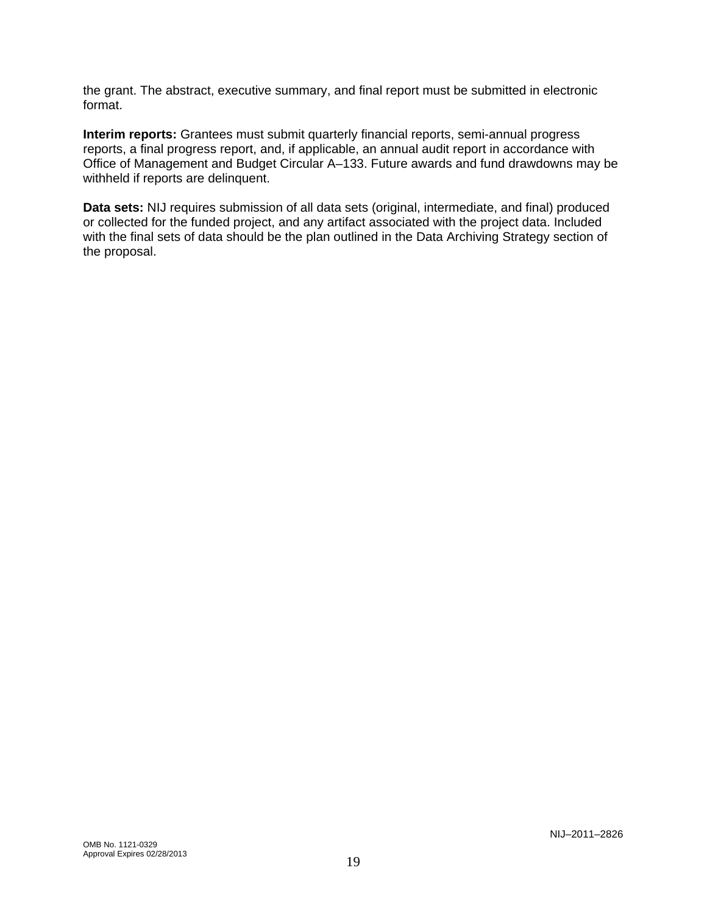the grant. The abstract, executive summary, and final report must be submitted in electronic format.

**Interim reports:** Grantees must submit quarterly financial reports, semi-annual progress reports, a final progress report, and, if applicable, an annual audit report in accordance with Office of Management and Budget Circular A–133. Future awards and fund drawdowns may be withheld if reports are delinquent.

**Data sets:** NIJ requires submission of all data sets (original, intermediate, and final) produced or collected for the funded project, and any artifact associated with the project data. Included with the final sets of data should be the plan outlined in the Data Archiving Strategy section of the proposal.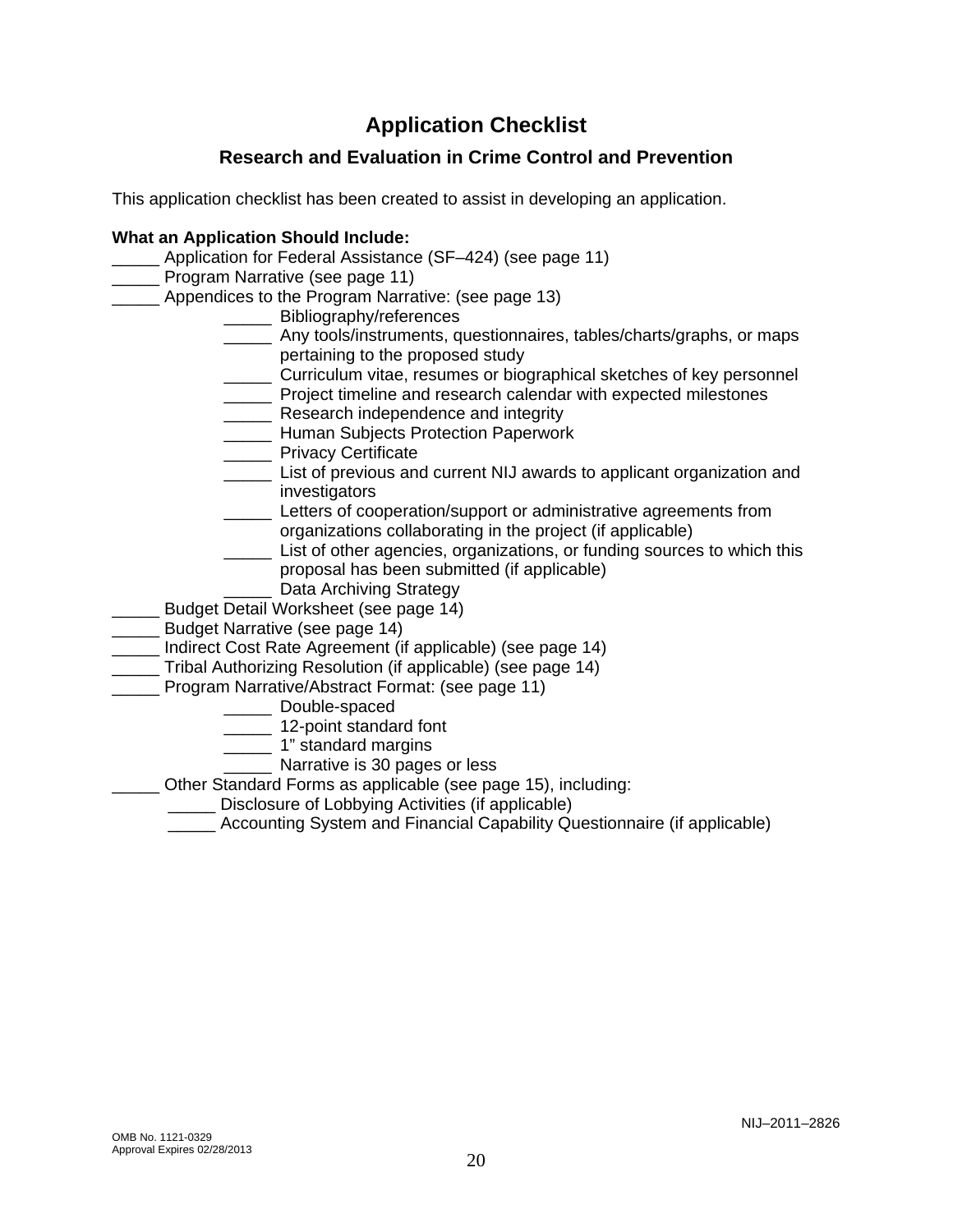# Application Checklist

## Research and Evaluation in Crime Control and Prevention

This application checklist has been created to assist in developing an application.

**What an Application Should Include:**

_____ Application for Federal Assistance (SF–424) (see page 11)
_____ Program Narrative (see page 11)
_____ Appendices to the Program Narrative: (see page 13)
    _____ Bibliography/references
    _____ Any tools/instruments, questionnaires, tables/charts/graphs, or maps pertaining to the proposed study
    _____ Curriculum vitae, resumes or biographical sketches of key personnel
    _____ Project timeline and research calendar with expected milestones
    _____ Research independence and integrity
    _____ Human Subjects Protection Paperwork
    _____ Privacy Certificate
    _____ List of previous and current NIJ awards to applicant organization and investigators
    _____ Letters of cooperation/support or administrative agreements from organizations collaborating in the project (if applicable)
    _____ List of other agencies, organizations, or funding sources to which this proposal has been submitted (if applicable)
    _____ Data Archiving Strategy
_____ Budget Detail Worksheet (see page 14)
_____ Budget Narrative (see page 14)
_____ Indirect Cost Rate Agreement (if applicable) (see page 14)
_____ Tribal Authorizing Resolution (if applicable) (see page 14)
_____ Program Narrative/Abstract Format: (see page 11)
    _____ Double-spaced
    _____ 12-point standard font
    _____ 1" standard margins
    _____ Narrative is 30 pages or less
_____ Other Standard Forms as applicable (see page 15), including:
    _____ Disclosure of Lobbying Activities (if applicable)
    _____ Accounting System and Financial Capability Questionnaire (if applicable)

NIJ–2011–2826

OMB No. 1121-0329
Approval Expires 02/28/2013